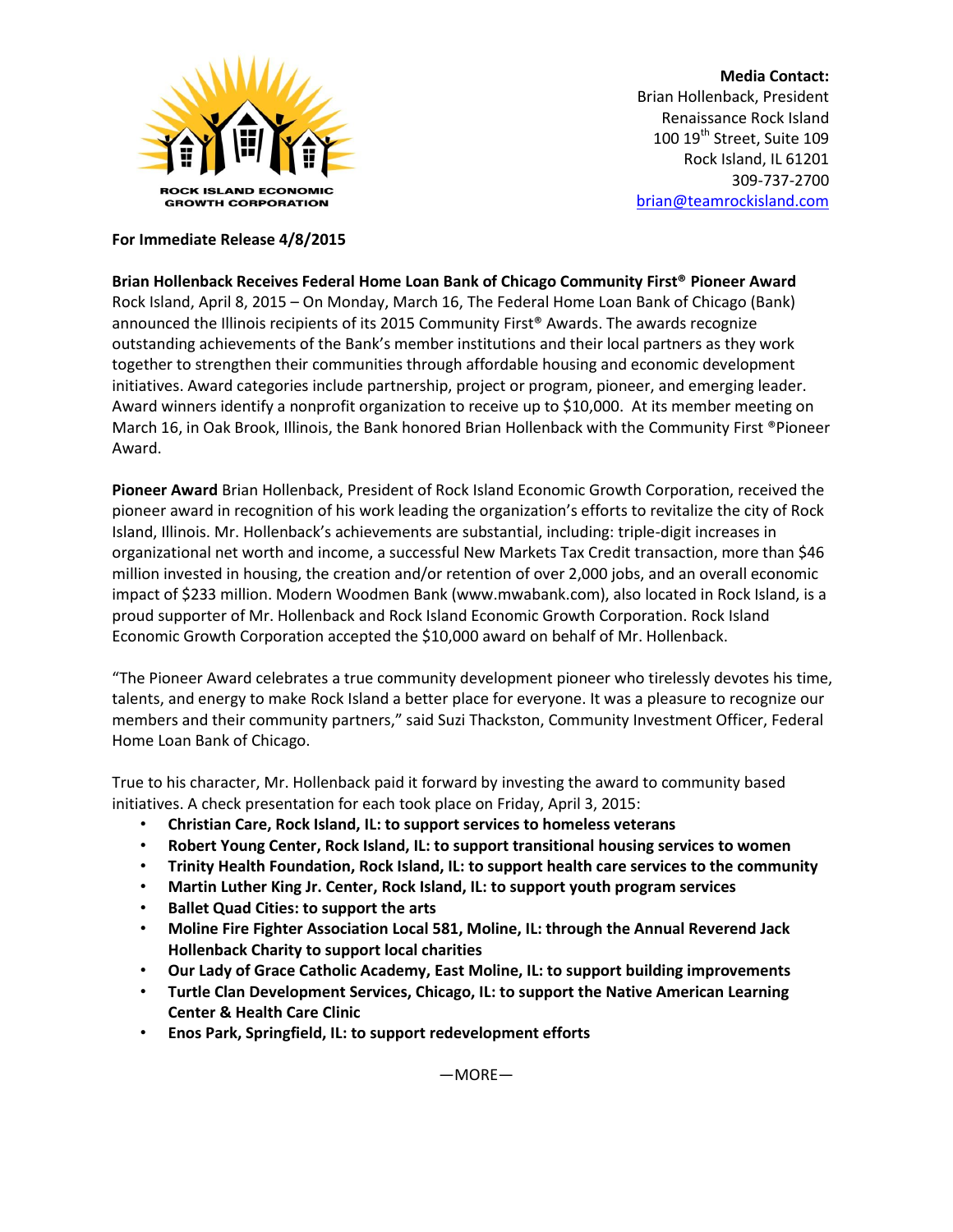ROCK ISLAND ECONOMIC GROWTH CORPORATION

**Media Contact:**
Brian Hollenback, President
Renaissance Rock Island
100 19th Street, Suite 109
Rock Island, IL 61201
309-737-2700
brian@teamrockisland.com

**For Immediate Release 4/8/2015**

**Brian Hollenback Receives Federal Home Loan Bank of Chicago Community First® Pioneer Award**
Rock Island, April 8, 2015 – On Monday, March 16, The Federal Home Loan Bank of Chicago (Bank) announced the Illinois recipients of its 2015 Community First® Awards. The awards recognize outstanding achievements of the Bank's member institutions and their local partners as they work together to strengthen their communities through affordable housing and economic development initiatives. Award categories include partnership, project or program, pioneer, and emerging leader. Award winners identify a nonprofit organization to receive up to $10,000. At its member meeting on March 16, in Oak Brook, Illinois, the Bank honored Brian Hollenback with the Community First ®Pioneer Award.

**Pioneer Award** Brian Hollenback, President of Rock Island Economic Growth Corporation, received the pioneer award in recognition of his work leading the organization's efforts to revitalize the city of Rock Island, Illinois. Mr. Hollenback's achievements are substantial, including: triple-digit increases in organizational net worth and income, a successful New Markets Tax Credit transaction, more than $46 million invested in housing, the creation and/or retention of over 2,000 jobs, and an overall economic impact of $233 million. Modern Woodmen Bank (www.mwabank.com), also located in Rock Island, is a proud supporter of Mr. Hollenback and Rock Island Economic Growth Corporation. Rock Island Economic Growth Corporation accepted the $10,000 award on behalf of Mr. Hollenback.

"The Pioneer Award celebrates a true community development pioneer who tirelessly devotes his time, talents, and energy to make Rock Island a better place for everyone. It was a pleasure to recognize our members and their community partners," said Suzi Thackston, Community Investment Officer, Federal Home Loan Bank of Chicago.

True to his character, Mr. Hollenback paid it forward by investing the award to community based initiatives. A check presentation for each took place on Friday, April 3, 2015:

- **Christian Care, Rock Island, IL: to support services to homeless veterans**
- **Robert Young Center, Rock Island, IL: to support transitional housing services to women**
- **Trinity Health Foundation, Rock Island, IL: to support health care services to the community**
- **Martin Luther King Jr. Center, Rock Island, IL: to support youth program services**
- **Ballet Quad Cities: to support the arts**
- **Moline Fire Fighter Association Local 581, Moline, IL: through the Annual Reverend Jack Hollenback Charity to support local charities**
- **Our Lady of Grace Catholic Academy, East Moline, IL: to support building improvements**
- **Turtle Clan Development Services, Chicago, IL: to support the Native American Learning Center & Health Care Clinic**
- **Enos Park, Springfield, IL: to support redevelopment efforts**

—MORE—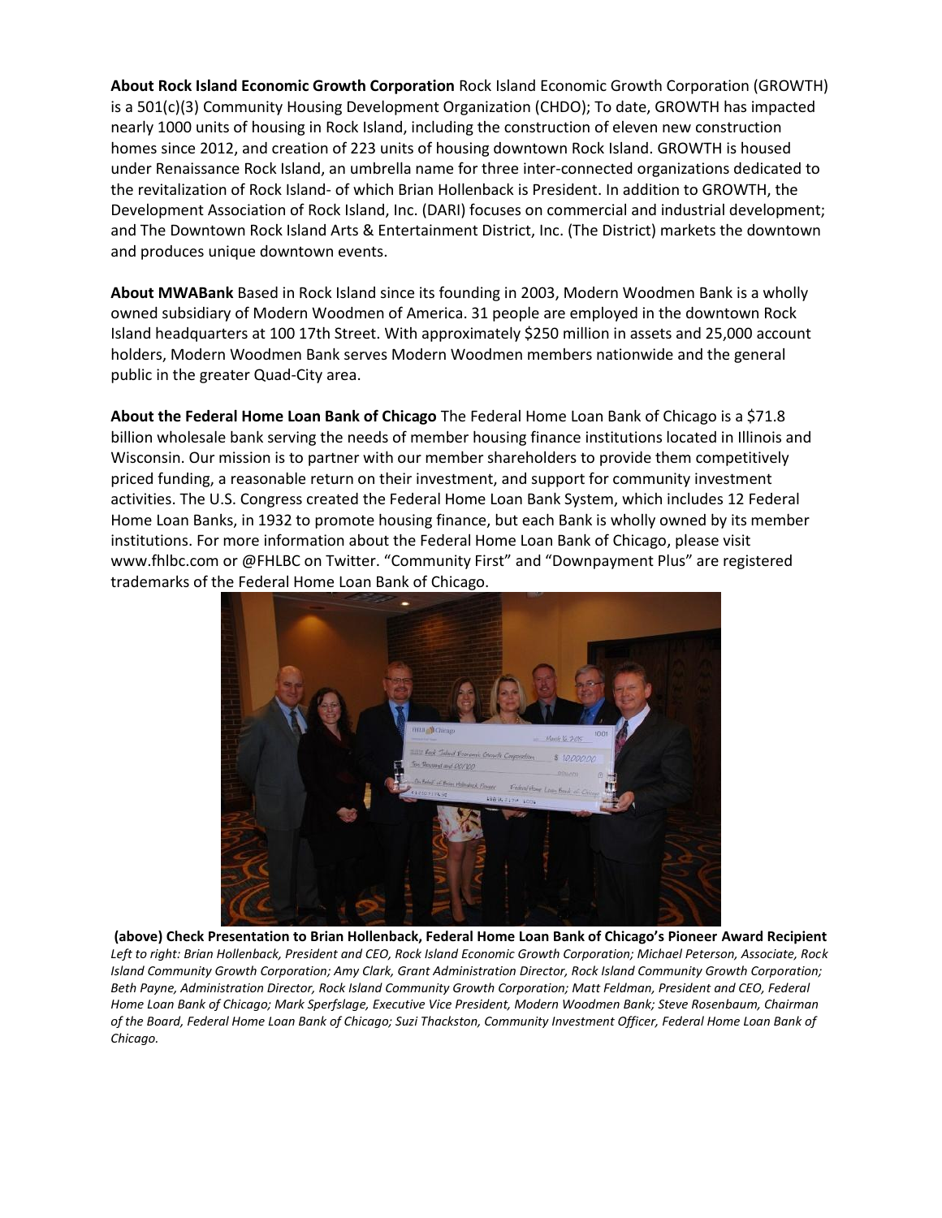**About Rock Island Economic Growth Corporation** Rock Island Economic Growth Corporation (GROWTH) is a 501(c)(3) Community Housing Development Organization (CHDO); To date, GROWTH has impacted nearly 1000 units of housing in Rock Island, including the construction of eleven new construction homes since 2012, and creation of 223 units of housing downtown Rock Island. GROWTH is housed under Renaissance Rock Island, an umbrella name for three inter-connected organizations dedicated to the revitalization of Rock Island- of which Brian Hollenback is President. In addition to GROWTH, the Development Association of Rock Island, Inc. (DARI) focuses on commercial and industrial development; and The Downtown Rock Island Arts & Entertainment District, Inc. (The District) markets the downtown and produces unique downtown events.

**About MWABank** Based in Rock Island since its founding in 2003, Modern Woodmen Bank is a wholly owned subsidiary of Modern Woodmen of America. 31 people are employed in the downtown Rock Island headquarters at 100 17th Street. With approximately $250 million in assets and 25,000 account holders, Modern Woodmen Bank serves Modern Woodmen members nationwide and the general public in the greater Quad-City area.

**About the Federal Home Loan Bank of Chicago** The Federal Home Loan Bank of Chicago is a $71.8 billion wholesale bank serving the needs of member housing finance institutions located in Illinois and Wisconsin. Our mission is to partner with our member shareholders to provide them competitively priced funding, a reasonable return on their investment, and support for community investment activities. The U.S. Congress created the Federal Home Loan Bank System, which includes 12 Federal Home Loan Banks, in 1932 to promote housing finance, but each Bank is wholly owned by its member institutions. For more information about the Federal Home Loan Bank of Chicago, please visit www.fhlbc.com or @FHLBC on Twitter. "Community First" and "Downpayment Plus" are registered trademarks of the Federal Home Loan Bank of Chicago.

**(above) Check Presentation to Brian Hollenback, Federal Home Loan Bank of Chicago's Pioneer Award Recipient**
*Left to right: Brian Hollenback, President and CEO, Rock Island Economic Growth Corporation; Michael Peterson, Associate, Rock Island Community Growth Corporation; Amy Clark, Grant Administration Director, Rock Island Community Growth Corporation; Beth Payne, Administration Director, Rock Island Community Growth Corporation; Matt Feldman, President and CEO, Federal Home Loan Bank of Chicago; Mark Sperfslage, Executive Vice President, Modern Woodmen Bank; Steve Rosenbaum, Chairman of the Board, Federal Home Loan Bank of Chicago; Suzi Thackston, Community Investment Officer, Federal Home Loan Bank of Chicago.*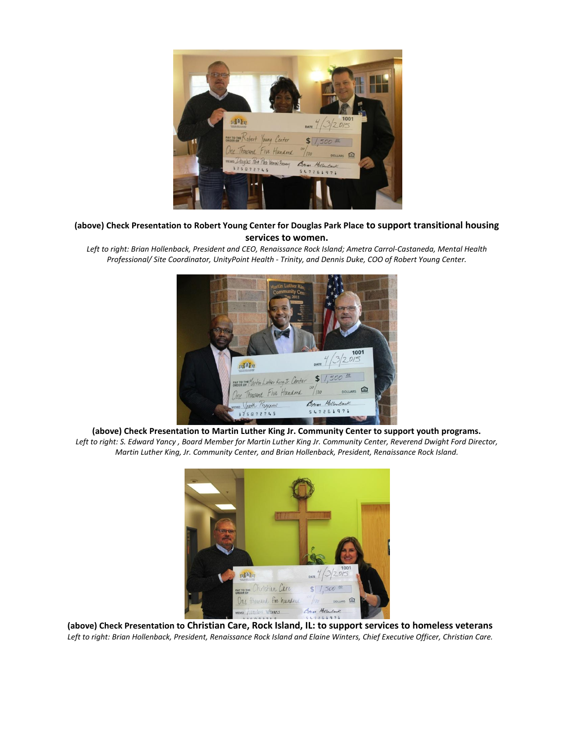**(above) Check Presentation to Robert Young Center for Douglas Park Place to support transitional housing services to women.**

*Left to right: Brian Hollenback, President and CEO, Renaissance Rock Island; Ametra Carrol-Castaneda, Mental Health Professional/ Site Coordinator, UnityPoint Health - Trinity, and Dennis Duke, COO of Robert Young Center.*

**(above) Check Presentation to Martin Luther King Jr. Community Center to support youth programs.**

*Left to right: S. Edward Yancy , Board Member for Martin Luther King Jr. Community Center, Reverend Dwight Ford Director, Martin Luther King, Jr. Community Center, and Brian Hollenback, President, Renaissance Rock Island.*

**(above) Check Presentation to Christian Care, Rock Island, IL: to support services to homeless veterans**

*Left to right: Brian Hollenback, President, Renaissance Rock Island and Elaine Winters, Chief Executive Officer, Christian Care.*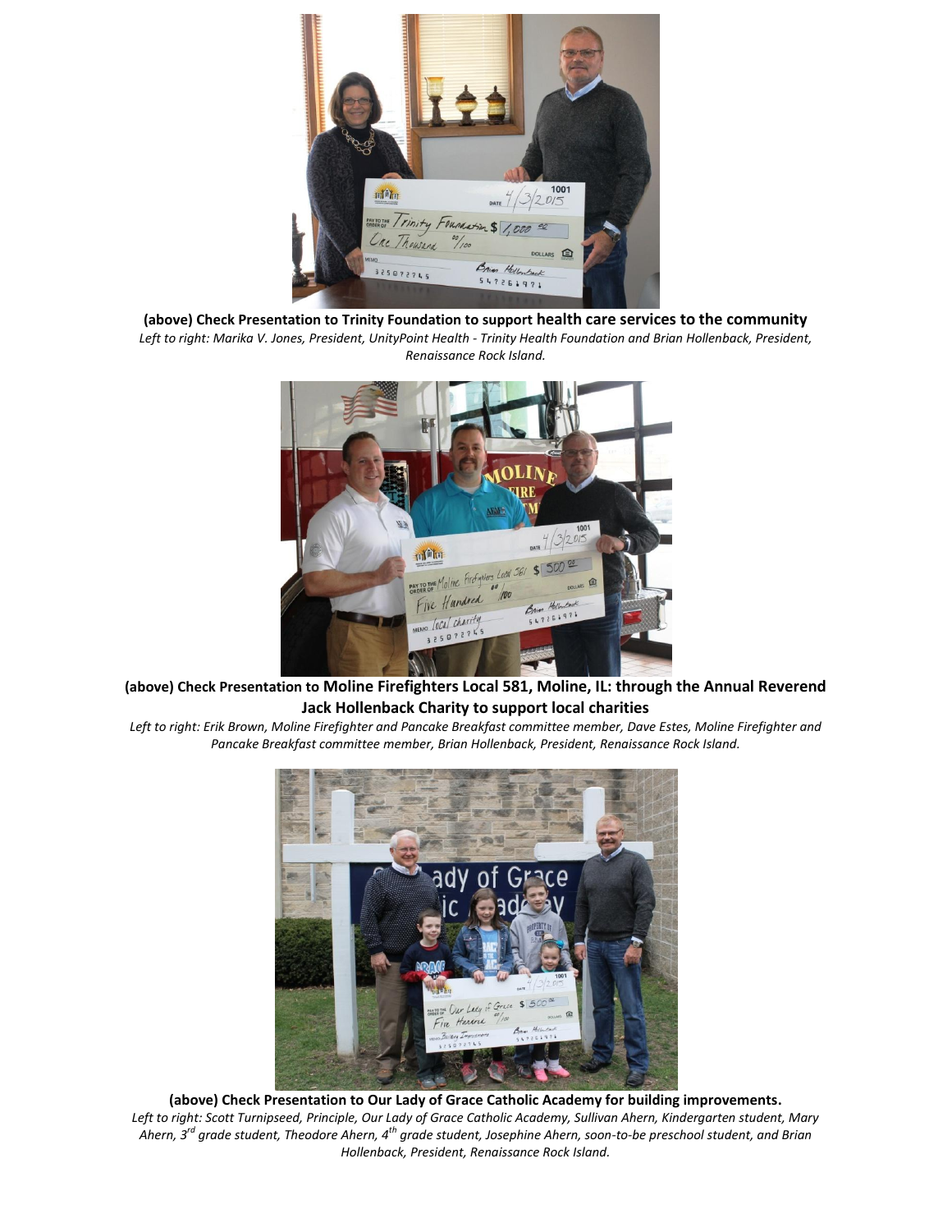**(above) Check Presentation to Trinity Foundation to support health care services to the community**

*Left to right: Marika V. Jones, President, UnityPoint Health - Trinity Health Foundation and Brian Hollenback, President, Renaissance Rock Island.*

**(above) Check Presentation to Moline Firefighters Local 581, Moline, IL: through the Annual Reverend Jack Hollenback Charity to support local charities**

*Left to right: Erik Brown, Moline Firefighter and Pancake Breakfast committee member, Dave Estes, Moline Firefighter and Pancake Breakfast committee member, Brian Hollenback, President, Renaissance Rock Island.*

**(above) Check Presentation to Our Lady of Grace Catholic Academy for building improvements.**

*Left to right: Scott Turnipseed, Principle, Our Lady of Grace Catholic Academy, Sullivan Ahern, Kindergarten student, Mary Ahern, 3rd grade student, Theodore Ahern, 4th grade student, Josephine Ahern, soon-to-be preschool student, and Brian Hollenback, President, Renaissance Rock Island.*